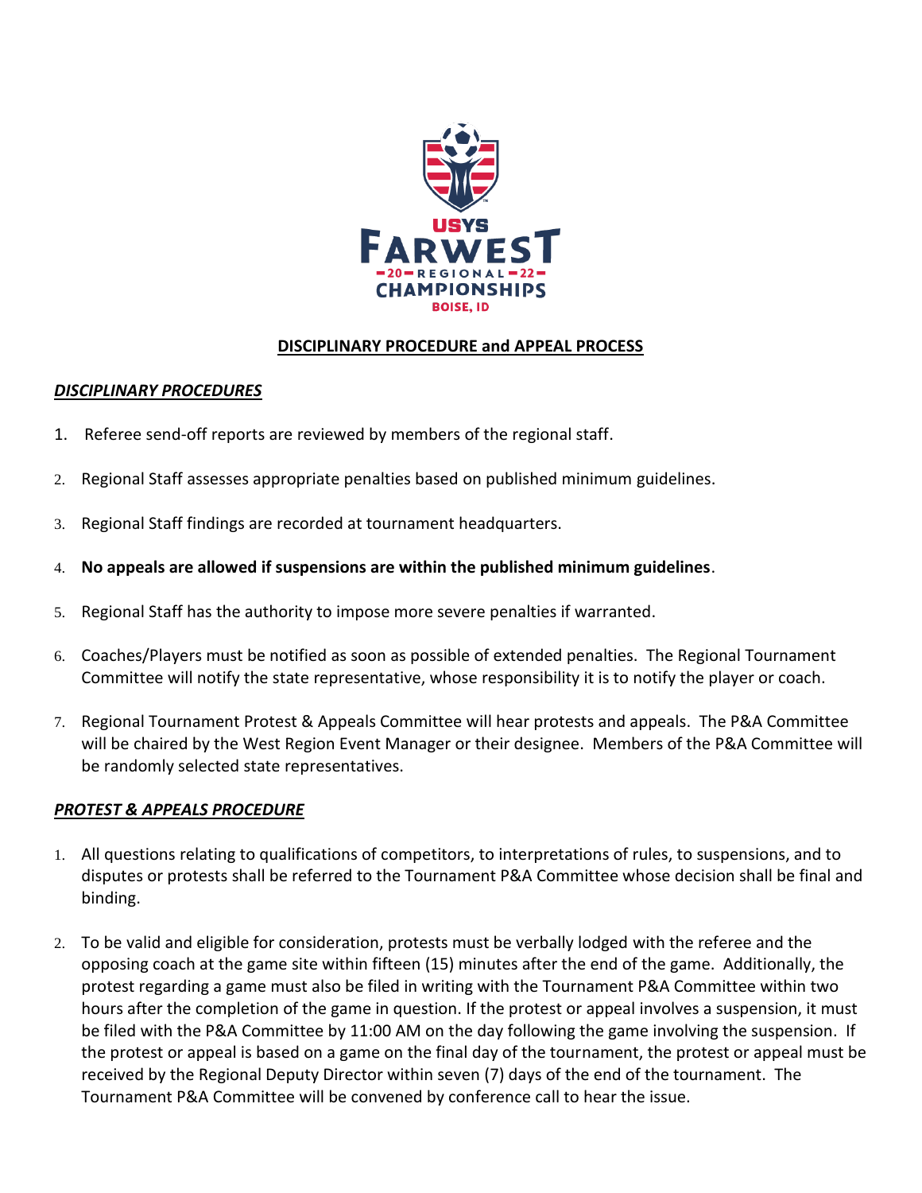USYS FARWEST 20 REGIONAL 22 CHAMPIONSHIPS BOISE, ID

# DISCIPLINARY PROCEDURE and APPEAL PROCESS

## *DISCIPLINARY PROCEDURES*

1. Referee send-off reports are reviewed by members of the regional staff.
2. Regional Staff assesses appropriate penalties based on published minimum guidelines.
3. Regional Staff findings are recorded at tournament headquarters.
4. **No appeals are allowed if suspensions are within the published minimum guidelines**.
5. Regional Staff has the authority to impose more severe penalties if warranted.
6. Coaches/Players must be notified as soon as possible of extended penalties. The Regional Tournament Committee will notify the state representative, whose responsibility it is to notify the player or coach.
7. Regional Tournament Protest & Appeals Committee will hear protests and appeals. The P&A Committee will be chaired by the West Region Event Manager or their designee. Members of the P&A Committee will be randomly selected state representatives.

## *PROTEST & APPEALS PROCEDURE*

1. All questions relating to qualifications of competitors, to interpretations of rules, to suspensions, and to disputes or protests shall be referred to the Tournament P&A Committee whose decision shall be final and binding.
2. To be valid and eligible for consideration, protests must be verbally lodged with the referee and the opposing coach at the game site within fifteen (15) minutes after the end of the game. Additionally, the protest regarding a game must also be filed in writing with the Tournament P&A Committee within two hours after the completion of the game in question. If the protest or appeal involves a suspension, it must be filed with the P&A Committee by 11:00 AM on the day following the game involving the suspension. If the protest or appeal is based on a game on the final day of the tournament, the protest or appeal must be received by the Regional Deputy Director within seven (7) days of the end of the tournament. The Tournament P&A Committee will be convened by conference call to hear the issue.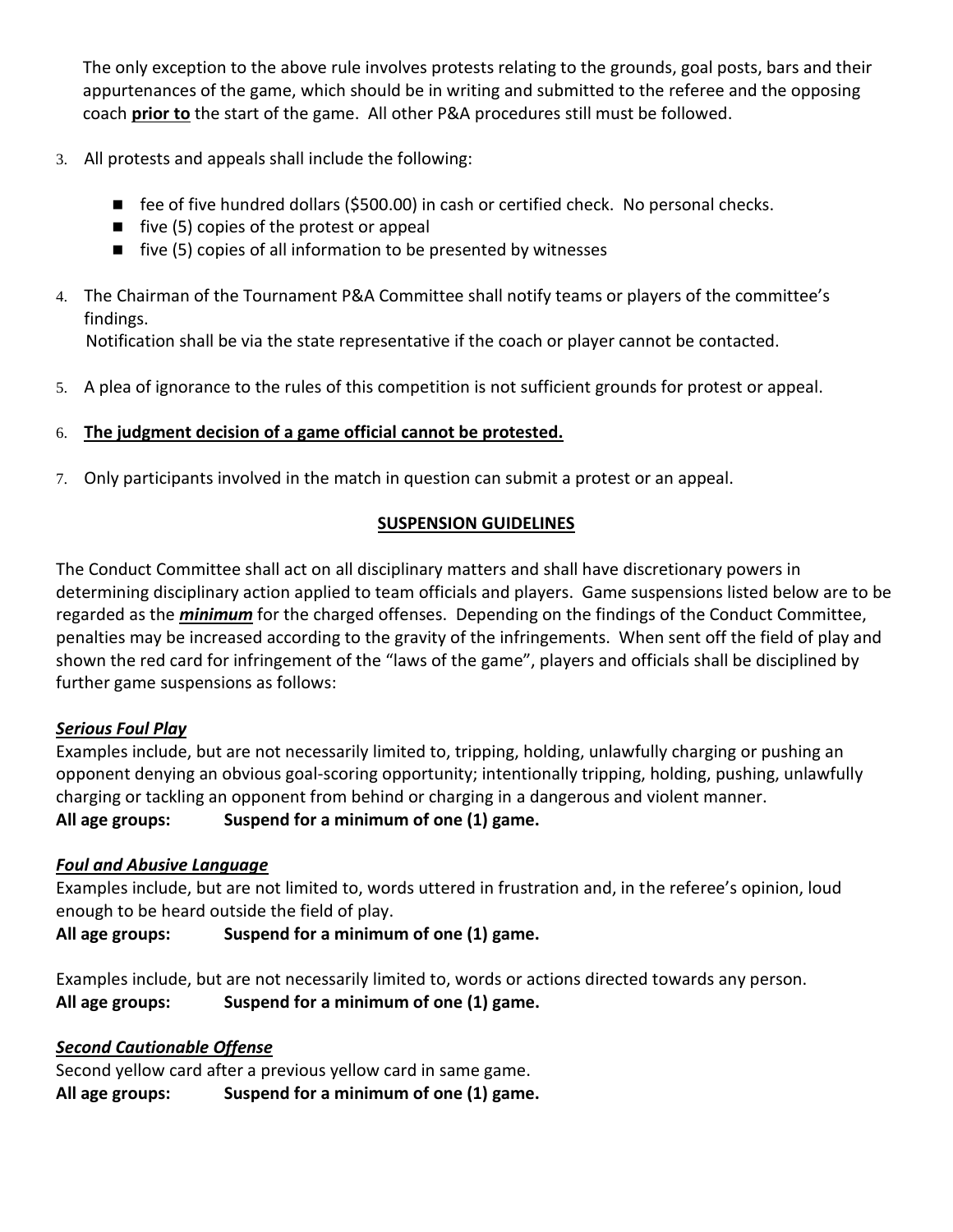The only exception to the above rule involves protests relating to the grounds, goal posts, bars and their appurtenances of the game, which should be in writing and submitted to the referee and the opposing coach **prior to** the start of the game. All other P&A procedures still must be followed.

3. All protests and appeals shall include the following:

   - fee of five hundred dollars ($500.00) in cash or certified check. No personal checks.
   - five (5) copies of the protest or appeal
   - five (5) copies of all information to be presented by witnesses

4. The Chairman of the Tournament P&A Committee shall notify teams or players of the committee's findings.
   Notification shall be via the state representative if the coach or player cannot be contacted.

5. A plea of ignorance to the rules of this competition is not sufficient grounds for protest or appeal.

6. **The judgment decision of a game official cannot be protested.**

7. Only participants involved in the match in question can submit a protest or an appeal.

## SUSPENSION GUIDELINES

The Conduct Committee shall act on all disciplinary matters and shall have discretionary powers in determining disciplinary action applied to team officials and players. Game suspensions listed below are to be regarded as the ***minimum*** for the charged offenses. Depending on the findings of the Conduct Committee, penalties may be increased according to the gravity of the infringements. When sent off the field of play and shown the red card for infringement of the "laws of the game", players and officials shall be disciplined by further game suspensions as follows:

***Serious Foul Play***

Examples include, but are not necessarily limited to, tripping, holding, unlawfully charging or pushing an opponent denying an obvious goal-scoring opportunity; intentionally tripping, holding, pushing, unlawfully charging or tackling an opponent from behind or charging in a dangerous and violent manner.

**All age groups: Suspend for a minimum of one (1) game.**

***Foul and Abusive Language***

Examples include, but are not limited to, words uttered in frustration and, in the referee's opinion, loud enough to be heard outside the field of play.

**All age groups: Suspend for a minimum of one (1) game.**

Examples include, but are not necessarily limited to, words or actions directed towards any person.

**All age groups: Suspend for a minimum of one (1) game.**

***Second Cautionable Offense***

Second yellow card after a previous yellow card in same game.

**All age groups: Suspend for a minimum of one (1) game.**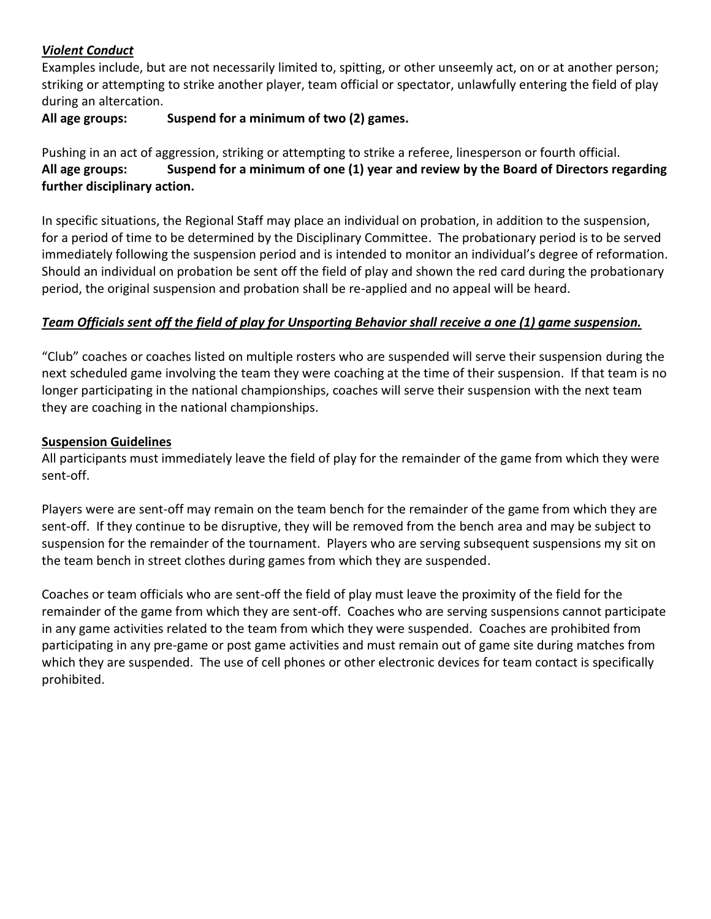***Violent Conduct***

Examples include, but are not necessarily limited to, spitting, or other unseemly act, on or at another person; striking or attempting to strike another player, team official or spectator, unlawfully entering the field of play during an altercation.

**All age groups: Suspend for a minimum of two (2) games.**

Pushing in an act of aggression, striking or attempting to strike a referee, linesperson or fourth official.

**All age groups: Suspend for a minimum of one (1) year and review by the Board of Directors regarding further disciplinary action.**

In specific situations, the Regional Staff may place an individual on probation, in addition to the suspension, for a period of time to be determined by the Disciplinary Committee. The probationary period is to be served immediately following the suspension period and is intended to monitor an individual's degree of reformation. Should an individual on probation be sent off the field of play and shown the red card during the probationary period, the original suspension and probation shall be re-applied and no appeal will be heard.

***Team Officials sent off the field of play for Unsporting Behavior shall receive a one (1) game suspension.***

"Club" coaches or coaches listed on multiple rosters who are suspended will serve their suspension during the next scheduled game involving the team they were coaching at the time of their suspension. If that team is no longer participating in the national championships, coaches will serve their suspension with the next team they are coaching in the national championships.

**Suspension Guidelines**

All participants must immediately leave the field of play for the remainder of the game from which they were sent-off.

Players were are sent-off may remain on the team bench for the remainder of the game from which they are sent-off. If they continue to be disruptive, they will be removed from the bench area and may be subject to suspension for the remainder of the tournament. Players who are serving subsequent suspensions my sit on the team bench in street clothes during games from which they are suspended.

Coaches or team officials who are sent-off the field of play must leave the proximity of the field for the remainder of the game from which they are sent-off. Coaches who are serving suspensions cannot participate in any game activities related to the team from which they were suspended. Coaches are prohibited from participating in any pre-game or post game activities and must remain out of game site during matches from which they are suspended. The use of cell phones or other electronic devices for team contact is specifically prohibited.